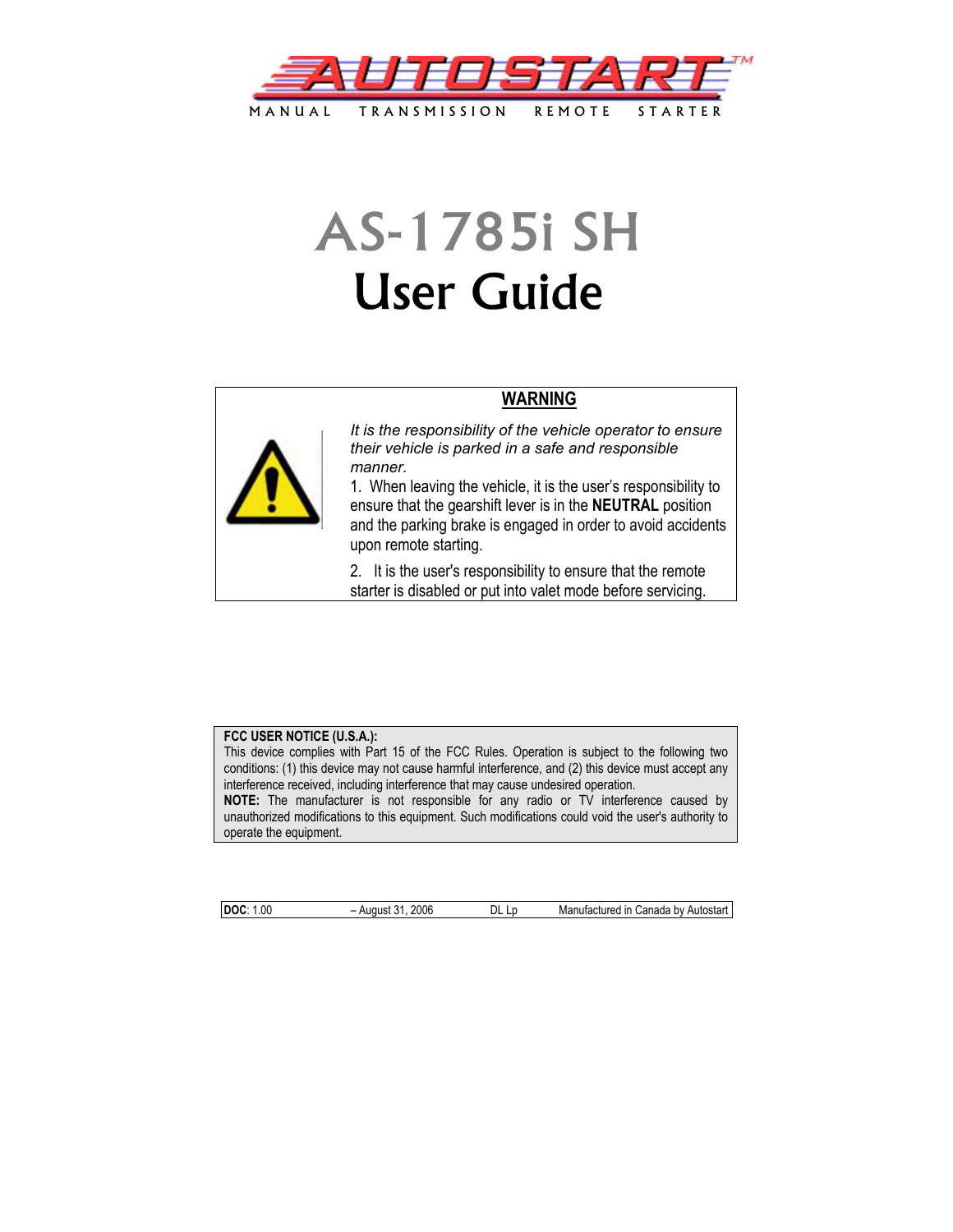AUTOSTART™

MANUAL TRANSMISSION REMOTE STARTER

# AS-1785i SH
# User Guide

**WARNING**

*It is the responsibility of the vehicle operator to ensure their vehicle is parked in a safe and responsible manner.*

1. When leaving the vehicle, it is the user's responsibility to ensure that the gearshift lever is in the **NEUTRAL** position and the parking brake is engaged in order to avoid accidents upon remote starting.

2. It is the user's responsibility to ensure that the remote starter is disabled or put into valet mode before servicing.

**FCC USER NOTICE (U.S.A.):**
This device complies with Part 15 of the FCC Rules. Operation is subject to the following two conditions: (1) this device may not cause harmful interference, and (2) this device must accept any interference received, including interference that may cause undesired operation.
**NOTE:** The manufacturer is not responsible for any radio or TV interference caused by unauthorized modifications to this equipment. Such modifications could void the user's authority to operate the equipment.

| **DOC**: 1.00 | – August 31, 2006 | DL Lp | Manufactured in Canada by Autostart |
|---|---|---|---|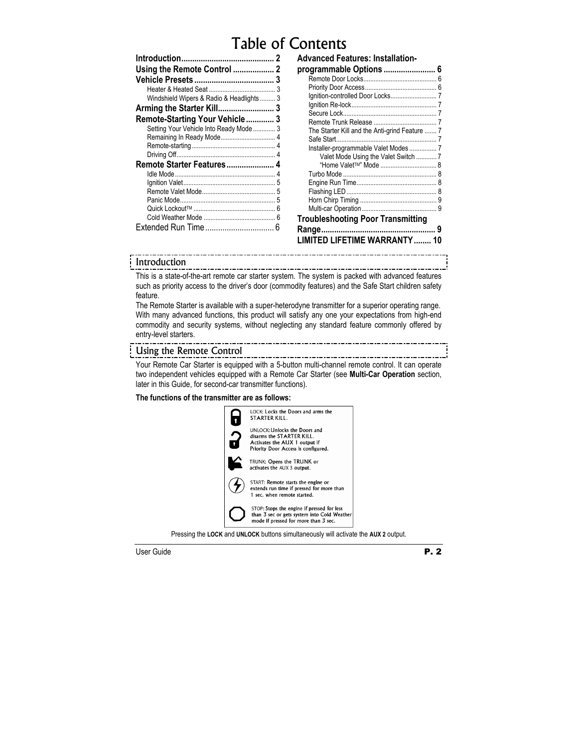# Table of Contents

**Introduction** ........................................... 2
**Using the Remote Control** ................... 2
**Vehicle Presets** ..................................... 3
- Heater & Heated Seat ....................................... 3
- Windshield Wipers & Radio & Headlights ......... 3

**Arming the Starter Kill** .......................... 3
**Remote-Starting Your Vehicle** ............. 3
- Setting Your Vehicle Into Ready Mode ............. 3
- Remaining In Ready Mode ................................ 4
- Remote-starting ................................................. 4
- Driving Off .......................................................... 4

**Remote Starter Features** ...................... 4
- Idle Mode ........................................................... 4
- Ignition Valet ...................................................... 5
- Remote Valet Mode ........................................... 5
- Panic Mode ........................................................ 5
- Quick Lockout™ ................................................ 6
- Cold Weather Mode .......................................... 6

Extended Run Time ................................ 6

**Advanced Features: Installation-programmable Options** ........................ 6
- Remote Door Locks ........................................... 6
- Priority Door Access .......................................... 6
- Ignition-controlled Door Locks ........................... 7
- Ignition Re-lock .................................................. 7
- Secure Lock ....................................................... 7
- Remote Trunk Release ...................................... 7
- The Starter Kill and the Anti-grind Feature ....... 7
- Safe Start ........................................................... 7
- Installer-programmable Valet Modes ................ 7
  - Valet Mode Using the Valet Switch ............ 7
  - "Home Valet™" Mode ................................. 8
- Turbo Mode ....................................................... 8
- Engine Run Time ............................................... 8
- Flashing LED ..................................................... 8
- Horn Chirp Timing ............................................. 9
- Multi-car Operation ............................................ 9

**Troubleshooting Poor Transmitting Range** ..................................................... 9
**LIMITED LIFETIME WARRANTY** ........ 10

## Introduction

This is a state-of-the-art remote car starter system. The system is packed with advanced features such as priority access to the driver's door (commodity features) and the Safe Start children safety feature.

The Remote Starter is available with a super-heterodyne transmitter for a superior operating range. With many advanced functions, this product will satisfy any one your expectations from high-end commodity and security systems, without neglecting any standard feature commonly offered by entry-level starters.

## Using the Remote Control

Your Remote Car Starter is equipped with a 5-button multi-channel remote control. It can operate two independent vehicles equipped with a Remote Car Starter (see **Multi-Car Operation** section, later in this Guide, for second-car transmitter functions).

**The functions of the transmitter are as follows:**

LOCK: Locks the Doors and arms the STARTER KILL.

UNLOCK: Unlocks the Doors and disarms the STARTER KILL. Activates the AUX 1 output if Priority Door Access is configured.

TRUNK: Opens the TRUNK or activates the AUX 3 output.

START: Remote starts the engine or extends run time if pressed for more than 1 sec. when remote started.

STOP: Stops the engine if pressed for less than 3 sec or gets system into Cold Weather mode if pressed for more than 3 sec.

Pressing the **LOCK** and **UNLOCK** buttons simultaneously will activate the **AUX 2** output.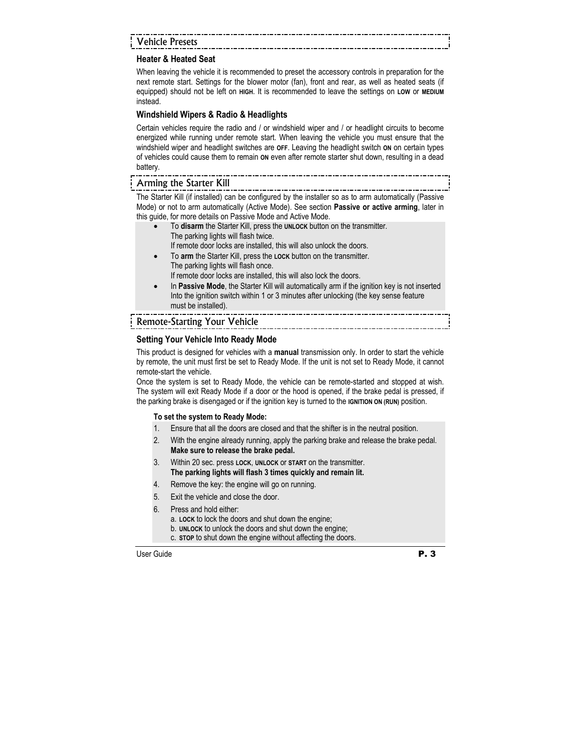## Vehicle Presets

### Heater & Heated Seat

When leaving the vehicle it is recommended to preset the accessory controls in preparation for the next remote start. Settings for the blower motor (fan), front and rear, as well as heated seats (if equipped) should not be left on **HIGH**. It is recommended to leave the settings on **LOW** or **MEDIUM** instead.

### Windshield Wipers & Radio & Headlights

Certain vehicles require the radio and / or windshield wiper and / or headlight circuits to become energized while running under remote start. When leaving the vehicle you must ensure that the windshield wiper and headlight switches are **OFF**. Leaving the headlight switch **ON** on certain types of vehicles could cause them to remain **ON** even after remote starter shut down, resulting in a dead battery.

## Arming the Starter Kill

The Starter Kill (if installed) can be configured by the installer so as to arm automatically (Passive Mode) or not to arm automatically (Active Mode). See section **Passive or active arming**, later in this guide, for more details on Passive Mode and Active Mode.

- To **disarm** the Starter Kill, press the **UNLOCK** button on the transmitter.
  The parking lights will flash twice.
  If remote door locks are installed, this will also unlock the doors.
- To **arm** the Starter Kill, press the **LOCK** button on the transmitter.
  The parking lights will flash once.
  If remote door locks are installed, this will also lock the doors.
- In **Passive Mode**, the Starter Kill will automatically arm if the ignition key is not inserted Into the ignition switch within 1 or 3 minutes after unlocking (the key sense feature must be installed).

## Remote-Starting Your Vehicle

### Setting Your Vehicle Into Ready Mode

This product is designed for vehicles with a **manual** transmission only. In order to start the vehicle by remote, the unit must first be set to Ready Mode. If the unit is not set to Ready Mode, it cannot remote-start the vehicle.

Once the system is set to Ready Mode, the vehicle can be remote-started and stopped at wish. The system will exit Ready Mode if a door or the hood is opened, if the brake pedal is pressed, if the parking brake is disengaged or if the ignition key is turned to the **IGNITION ON (RUN)** position.

**To set the system to Ready Mode:**

1. Ensure that all the doors are closed and that the shifter is in the neutral position.
2. With the engine already running, apply the parking brake and release the brake pedal. **Make sure to release the brake pedal.**
3. Within 20 sec. press **LOCK**, **UNLOCK** or **START** on the transmitter. **The parking lights will flash 3 times quickly and remain lit.**
4. Remove the key: the engine will go on running.
5. Exit the vehicle and close the door.
6. Press and hold either:
   a. **LOCK** to lock the doors and shut down the engine;
   b. **UNLOCK** to unlock the doors and shut down the engine;
   c. **STOP** to shut down the engine without affecting the doors.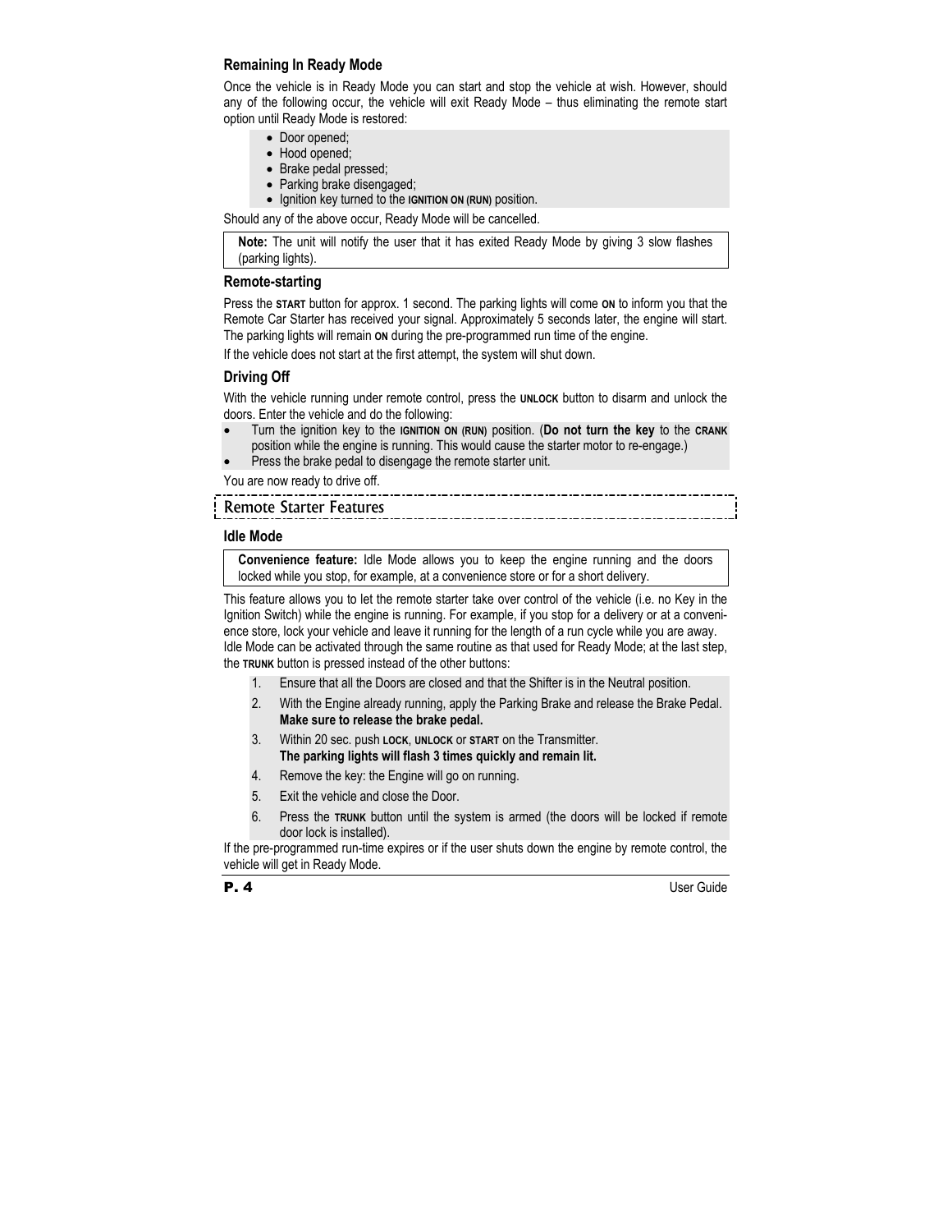### Remaining In Ready Mode

Once the vehicle is in Ready Mode you can start and stop the vehicle at wish. However, should any of the following occur, the vehicle will exit Ready Mode – thus eliminating the remote start option until Ready Mode is restored:

- Door opened;
- Hood opened;
- Brake pedal pressed;
- Parking brake disengaged;
- Ignition key turned to the **IGNITION ON (RUN)** position.

Should any of the above occur, Ready Mode will be cancelled.

> **Note:** The unit will notify the user that it has exited Ready Mode by giving 3 slow flashes (parking lights).

### Remote-starting

Press the **START** button for approx. 1 second. The parking lights will come **ON** to inform you that the Remote Car Starter has received your signal. Approximately 5 seconds later, the engine will start. The parking lights will remain **ON** during the pre-programmed run time of the engine.

If the vehicle does not start at the first attempt, the system will shut down.

### Driving Off

With the vehicle running under remote control, press the **UNLOCK** button to disarm and unlock the doors. Enter the vehicle and do the following:

- Turn the ignition key to the **IGNITION ON (RUN)** position. (**Do not turn the key** to the **CRANK** position while the engine is running. This would cause the starter motor to re-engage.)
- Press the brake pedal to disengage the remote starter unit.

You are now ready to drive off.

## Remote Starter Features

### Idle Mode

> **Convenience feature:** Idle Mode allows you to keep the engine running and the doors locked while you stop, for example, at a convenience store or for a short delivery.

This feature allows you to let the remote starter take over control of the vehicle (i.e. no Key in the Ignition Switch) while the engine is running. For example, if you stop for a delivery or at a convenience store, lock your vehicle and leave it running for the length of a run cycle while you are away. Idle Mode can be activated through the same routine as that used for Ready Mode; at the last step, the **TRUNK** button is pressed instead of the other buttons:

1. Ensure that all the Doors are closed and that the Shifter is in the Neutral position.
2. With the Engine already running, apply the Parking Brake and release the Brake Pedal. **Make sure to release the brake pedal.**
3. Within 20 sec. push **LOCK**, **UNLOCK** or **START** on the Transmitter. **The parking lights will flash 3 times quickly and remain lit.**
4. Remove the key: the Engine will go on running.
5. Exit the vehicle and close the Door.
6. Press the **TRUNK** button until the system is armed (the doors will be locked if remote door lock is installed).

If the pre-programmed run-time expires or if the user shuts down the engine by remote control, the vehicle will get in Ready Mode.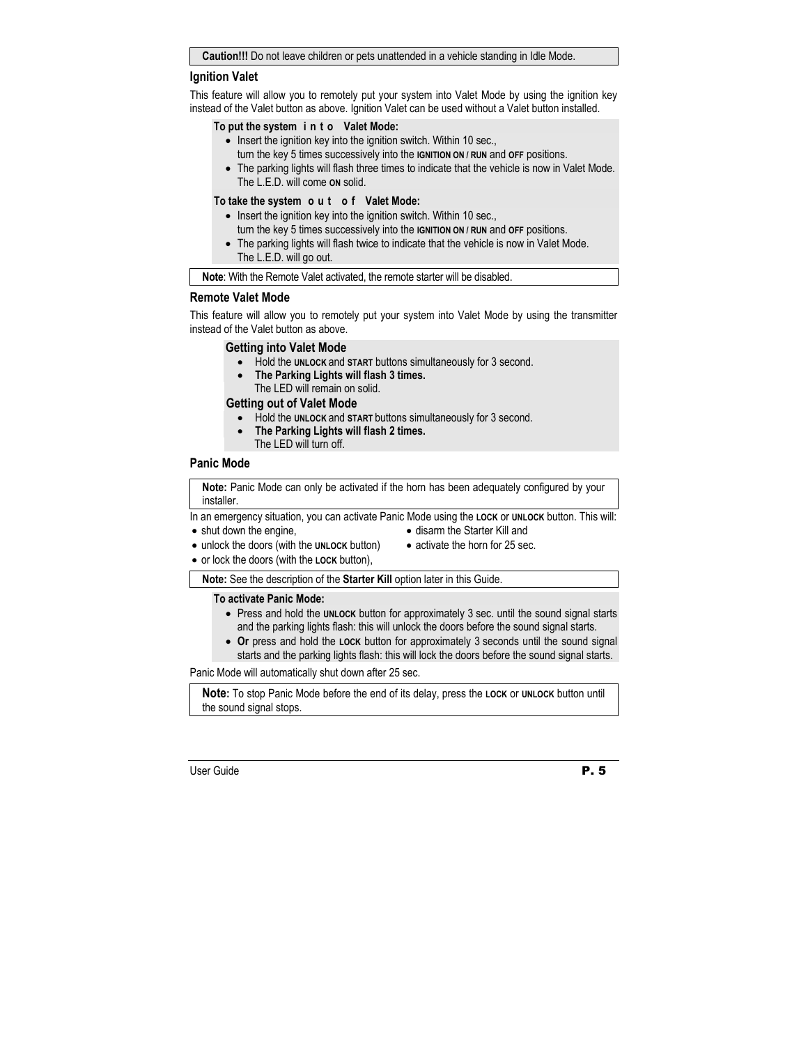**Caution!!!** Do not leave children or pets unattended in a vehicle standing in Idle Mode.

### Ignition Valet

This feature will allow you to remotely put your system into Valet Mode by using the ignition key instead of the Valet button as above. Ignition Valet can be used without a Valet button installed.

**To put the system into Valet Mode:**

- Insert the ignition key into the ignition switch. Within 10 sec., turn the key 5 times successively into the **IGNITION ON / RUN** and **OFF** positions.
- The parking lights will flash three times to indicate that the vehicle is now in Valet Mode. The L.E.D. will come **ON** solid.

**To take the system out of Valet Mode:**

- Insert the ignition key into the ignition switch. Within 10 sec., turn the key 5 times successively into the **IGNITION ON / RUN** and **OFF** positions.
- The parking lights will flash twice to indicate that the vehicle is now in Valet Mode. The L.E.D. will go out.

**Note**: With the Remote Valet activated, the remote starter will be disabled.

### Remote Valet Mode

This feature will allow you to remotely put your system into Valet Mode by using the transmitter instead of the Valet button as above.

**Getting into Valet Mode**

- Hold the **UNLOCK** and **START** buttons simultaneously for 3 second.
- **The Parking Lights will flash 3 times.** The LED will remain on solid.

**Getting out of Valet Mode**

- Hold the **UNLOCK** and **START** buttons simultaneously for 3 second.
- **The Parking Lights will flash 2 times.** The LED will turn off.

### Panic Mode

**Note:** Panic Mode can only be activated if the horn has been adequately configured by your installer.

In an emergency situation, you can activate Panic Mode using the **LOCK** or **UNLOCK** button. This will:

- shut down the engine,
- unlock the doors (with the **UNLOCK** button)
- or lock the doors (with the **LOCK** button),
- disarm the Starter Kill and
- activate the horn for 25 sec.

**Note:** See the description of the **Starter Kill** option later in this Guide.

**To activate Panic Mode:**

- Press and hold the **UNLOCK** button for approximately 3 sec. until the sound signal starts and the parking lights flash: this will unlock the doors before the sound signal starts.
- **Or** press and hold the **LOCK** button for approximately 3 seconds until the sound signal starts and the parking lights flash: this will lock the doors before the sound signal starts.

Panic Mode will automatically shut down after 25 sec.

**Note:** To stop Panic Mode before the end of its delay, press the **LOCK** or **UNLOCK** button until the sound signal stops.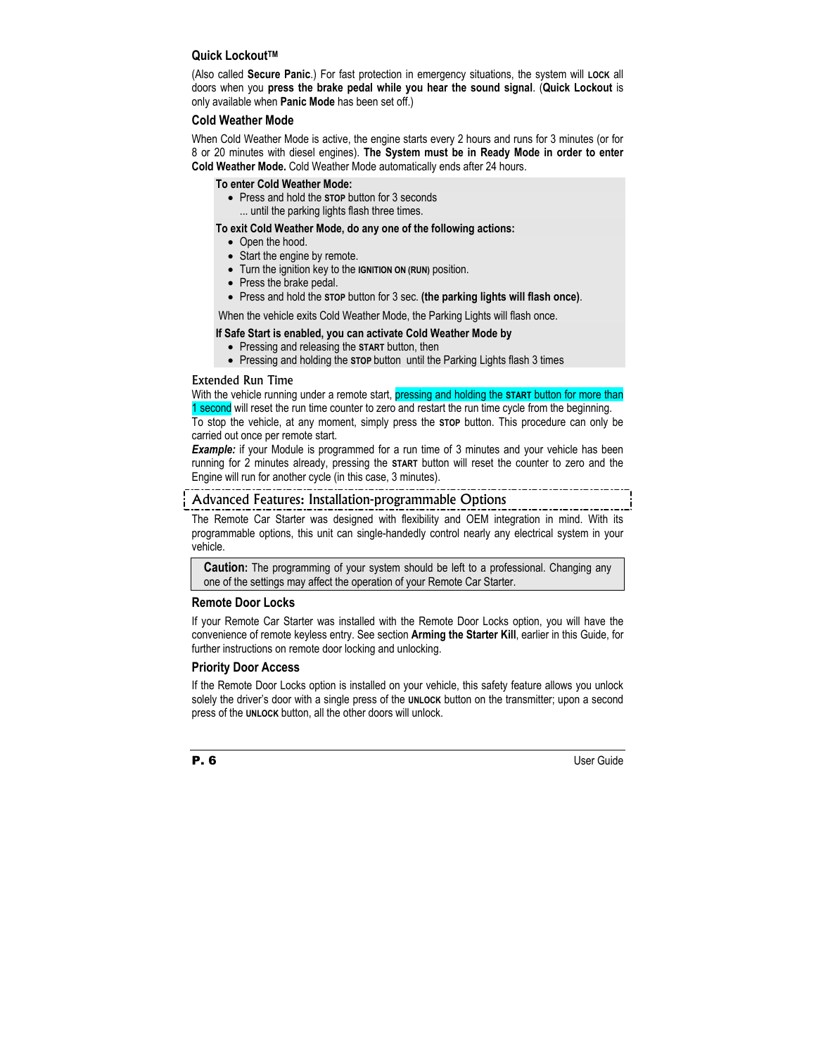### Quick Lockout™

(Also called **Secure Panic**.) For fast protection in emergency situations, the system will **LOCK** all doors when you **press the brake pedal while you hear the sound signal**. (**Quick Lockout** is only available when **Panic Mode** has been set off.)

### Cold Weather Mode

When Cold Weather Mode is active, the engine starts every 2 hours and runs for 3 minutes (or for 8 or 20 minutes with diesel engines). **The System must be in Ready Mode in order to enter Cold Weather Mode.** Cold Weather Mode automatically ends after 24 hours.

**To enter Cold Weather Mode:**

- Press and hold the **STOP** button for 3 seconds
  ... until the parking lights flash three times.

**To exit Cold Weather Mode, do any one of the following actions:**

- Open the hood.
- Start the engine by remote.
- Turn the ignition key to the **IGNITION ON (RUN)** position.
- Press the brake pedal.
- Press and hold the **STOP** button for 3 sec. **(the parking lights will flash once)**.

When the vehicle exits Cold Weather Mode, the Parking Lights will flash once.

**If Safe Start is enabled, you can activate Cold Weather Mode by**

- Pressing and releasing the **START** button, then
- Pressing and holding the **STOP** button until the Parking Lights flash 3 times

### Extended Run Time

With the vehicle running under a remote start, pressing and holding the **START** button for more than 1 second will reset the run time counter to zero and restart the run time cycle from the beginning.
To stop the vehicle, at any moment, simply press the **STOP** button. This procedure can only be carried out once per remote start.

***Example:*** if your Module is programmed for a run time of 3 minutes and your vehicle has been running for 2 minutes already, pressing the **START** button will reset the counter to zero and the Engine will run for another cycle (in this case, 3 minutes).

## Advanced Features: Installation-programmable Options

The Remote Car Starter was designed with flexibility and OEM integration in mind. With its programmable options, this unit can single-handedly control nearly any electrical system in your vehicle.

> **Caution:** The programming of your system should be left to a professional. Changing any one of the settings may affect the operation of your Remote Car Starter.

### Remote Door Locks

If your Remote Car Starter was installed with the Remote Door Locks option, you will have the convenience of remote keyless entry. See section **Arming the Starter Kill**, earlier in this Guide, for further instructions on remote door locking and unlocking.

### Priority Door Access

If the Remote Door Locks option is installed on your vehicle, this safety feature allows you unlock solely the driver's door with a single press of the **UNLOCK** button on the transmitter; upon a second press of the **UNLOCK** button, all the other doors will unlock.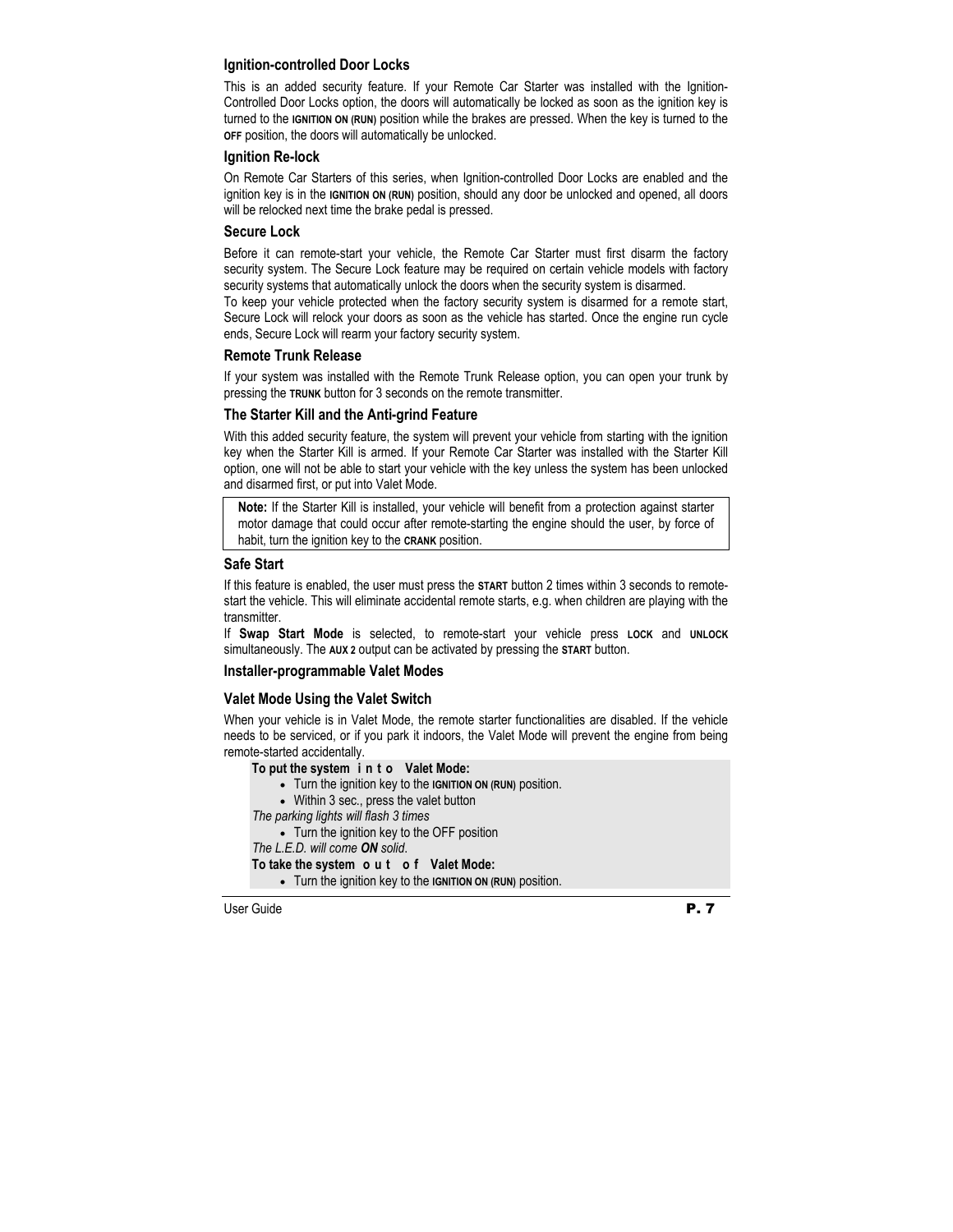### Ignition-controlled Door Locks

This is an added security feature. If your Remote Car Starter was installed with the Ignition-Controlled Door Locks option, the doors will automatically be locked as soon as the ignition key is turned to the **IGNITION ON (RUN)** position while the brakes are pressed. When the key is turned to the **OFF** position, the doors will automatically be unlocked.

### Ignition Re-lock

On Remote Car Starters of this series, when Ignition-controlled Door Locks are enabled and the ignition key is in the **IGNITION ON (RUN)** position, should any door be unlocked and opened, all doors will be relocked next time the brake pedal is pressed.

### Secure Lock

Before it can remote-start your vehicle, the Remote Car Starter must first disarm the factory security system. The Secure Lock feature may be required on certain vehicle models with factory security systems that automatically unlock the doors when the security system is disarmed.

To keep your vehicle protected when the factory security system is disarmed for a remote start, Secure Lock will relock your doors as soon as the vehicle has started. Once the engine run cycle ends, Secure Lock will rearm your factory security system.

### Remote Trunk Release

If your system was installed with the Remote Trunk Release option, you can open your trunk by pressing the **TRUNK** button for 3 seconds on the remote transmitter.

### The Starter Kill and the Anti-grind Feature

With this added security feature, the system will prevent your vehicle from starting with the ignition key when the Starter Kill is armed. If your Remote Car Starter was installed with the Starter Kill option, one will not be able to start your vehicle with the key unless the system has been unlocked and disarmed first, or put into Valet Mode.

> **Note:** If the Starter Kill is installed, your vehicle will benefit from a protection against starter motor damage that could occur after remote-starting the engine should the user, by force of habit, turn the ignition key to the **CRANK** position.

### Safe Start

If this feature is enabled, the user must press the **START** button 2 times within 3 seconds to remote-start the vehicle. This will eliminate accidental remote starts, e.g. when children are playing with the transmitter.

If **Swap Start Mode** is selected, to remote-start your vehicle press **LOCK** and **UNLOCK** simultaneously. The **AUX 2** output can be activated by pressing the **START** button.

### Installer-programmable Valet Modes

### Valet Mode Using the Valet Switch

When your vehicle is in Valet Mode, the remote starter functionalities are disabled. If the vehicle needs to be serviced, or if you park it indoors, the Valet Mode will prevent the engine from being remote-started accidentally.

**To put the system into Valet Mode:**

- Turn the ignition key to the **IGNITION ON (RUN)** position.
- Within 3 sec., press the valet button

*The parking lights will flash 3 times*

- Turn the ignition key to the OFF position

*The L.E.D. will come **ON** solid.*

**To take the system out of Valet Mode:**

- Turn the ignition key to the **IGNITION ON (RUN)** position.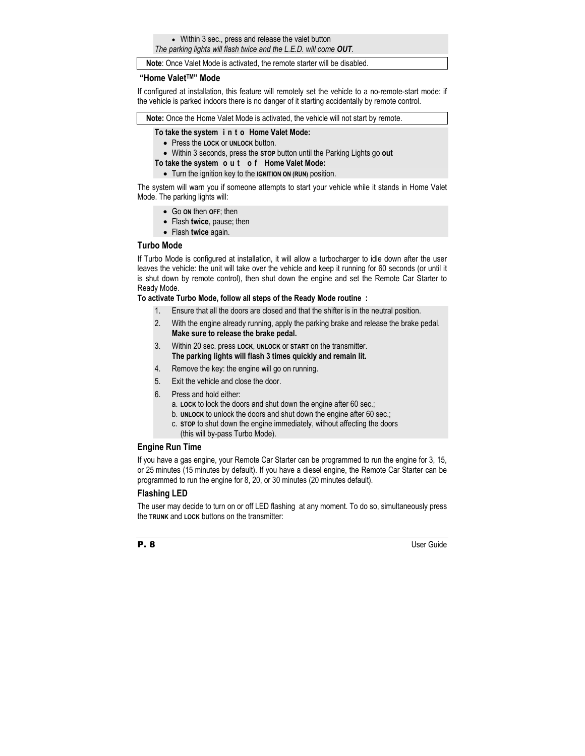- Within 3 sec., press and release the valet button

*The parking lights will flash twice and the L.E.D. will come **OUT**.*

**Note**: Once Valet Mode is activated, the remote starter will be disabled.

### "Home Valet™" Mode

If configured at installation, this feature will remotely set the vehicle to a no-remote-start mode: if the vehicle is parked indoors there is no danger of it starting accidentally by remote control.

**Note:** Once the Home Valet Mode is activated, the vehicle will not start by remote.

**To take the system into Home Valet Mode:**

- Press the **LOCK** or **UNLOCK** button.
- Within 3 seconds, press the **STOP** button until the Parking Lights go **out**

**To take the system out of Home Valet Mode:**

- Turn the ignition key to the **IGNITION ON (RUN)** position.

The system will warn you if someone attempts to start your vehicle while it stands in Home Valet Mode. The parking lights will:

- Go **ON** then **OFF**; then
- Flash **twice**, pause; then
- Flash **twice** again.

### Turbo Mode

If Turbo Mode is configured at installation, it will allow a turbocharger to idle down after the user leaves the vehicle: the unit will take over the vehicle and keep it running for 60 seconds (or until it is shut down by remote control), then shut down the engine and set the Remote Car Starter to Ready Mode.

**To activate Turbo Mode, follow all steps of the Ready Mode routine :**

1. Ensure that all the doors are closed and that the shifter is in the neutral position.
2. With the engine already running, apply the parking brake and release the brake pedal. **Make sure to release the brake pedal.**
3. Within 20 sec. press **LOCK**, **UNLOCK** or **START** on the transmitter. **The parking lights will flash 3 times quickly and remain lit.**
4. Remove the key: the engine will go on running.
5. Exit the vehicle and close the door.
6. Press and hold either:
   a. **LOCK** to lock the doors and shut down the engine after 60 sec.;
   b. **UNLOCK** to unlock the doors and shut down the engine after 60 sec.;
   c. **STOP** to shut down the engine immediately, without affecting the doors (this will by-pass Turbo Mode).

### Engine Run Time

If you have a gas engine, your Remote Car Starter can be programmed to run the engine for 3, 15, or 25 minutes (15 minutes by default). If you have a diesel engine, the Remote Car Starter can be programmed to run the engine for 8, 20, or 30 minutes (20 minutes default).

### Flashing LED

The user may decide to turn on or off LED flashing at any moment. To do so, simultaneously press the **TRUNK** and **LOCK** buttons on the transmitter: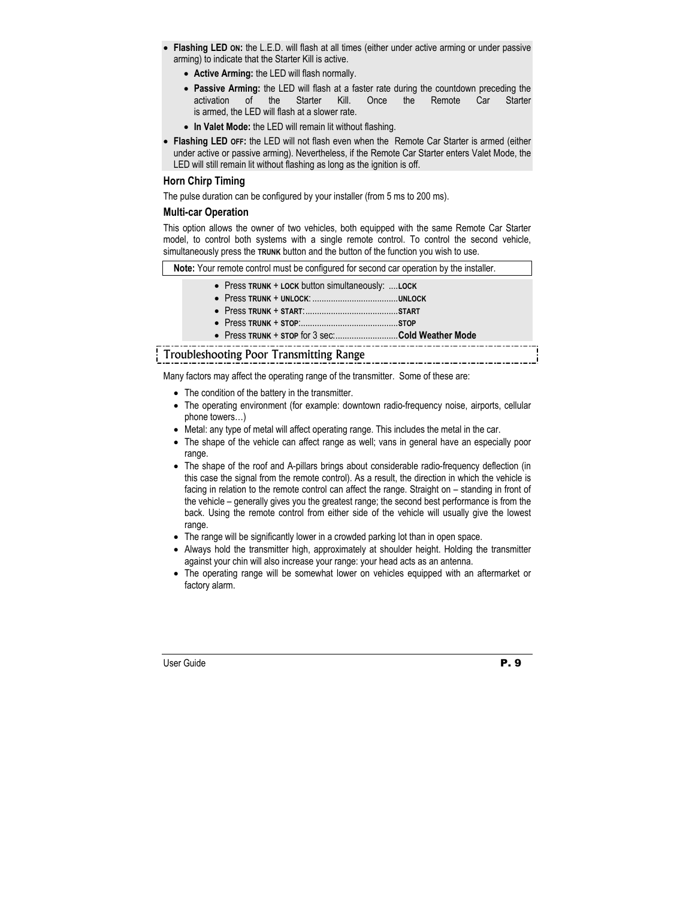- **Flashing LED ON:** the L.E.D. will flash at all times (either under active arming or under passive arming) to indicate that the Starter Kill is active.
  - **Active Arming:** the LED will flash normally.
  - **Passive Arming:** the LED will flash at a faster rate during the countdown preceding the activation of the Starter Kill. Once the Remote Car Starter is armed, the LED will flash at a slower rate.
  - **In Valet Mode:** the LED will remain lit without flashing.
- **Flashing LED OFF:** the LED will not flash even when the Remote Car Starter is armed (either under active or passive arming). Nevertheless, if the Remote Car Starter enters Valet Mode, the LED will still remain lit without flashing as long as the ignition is off.

### Horn Chirp Timing

The pulse duration can be configured by your installer (from 5 ms to 200 ms).

### Multi-car Operation

This option allows the owner of two vehicles, both equipped with the same Remote Car Starter model, to control both systems with a single remote control. To control the second vehicle, simultaneously press the TRUNK button and the button of the function you wish to use.

**Note:** Your remote control must be configured for second car operation by the installer.

- Press TRUNK + LOCK button simultaneously: ....LOCK
- Press TRUNK + UNLOCK: ....................................UNLOCK
- Press TRUNK + START:........................................START
- Press TRUNK + STOP:..........................................STOP
- Press TRUNK + STOP for 3 sec:...........................**Cold Weather Mode**

## Troubleshooting Poor Transmitting Range

Many factors may affect the operating range of the transmitter. Some of these are:

- The condition of the battery in the transmitter.
- The operating environment (for example: downtown radio-frequency noise, airports, cellular phone towers…)
- Metal: any type of metal will affect operating range. This includes the metal in the car.
- The shape of the vehicle can affect range as well; vans in general have an especially poor range.
- The shape of the roof and A-pillars brings about considerable radio-frequency deflection (in this case the signal from the remote control). As a result, the direction in which the vehicle is facing in relation to the remote control can affect the range. Straight on – standing in front of the vehicle – generally gives you the greatest range; the second best performance is from the back. Using the remote control from either side of the vehicle will usually give the lowest range.
- The range will be significantly lower in a crowded parking lot than in open space.
- Always hold the transmitter high, approximately at shoulder height. Holding the transmitter against your chin will also increase your range: your head acts as an antenna.
- The operating range will be somewhat lower on vehicles equipped with an aftermarket or factory alarm.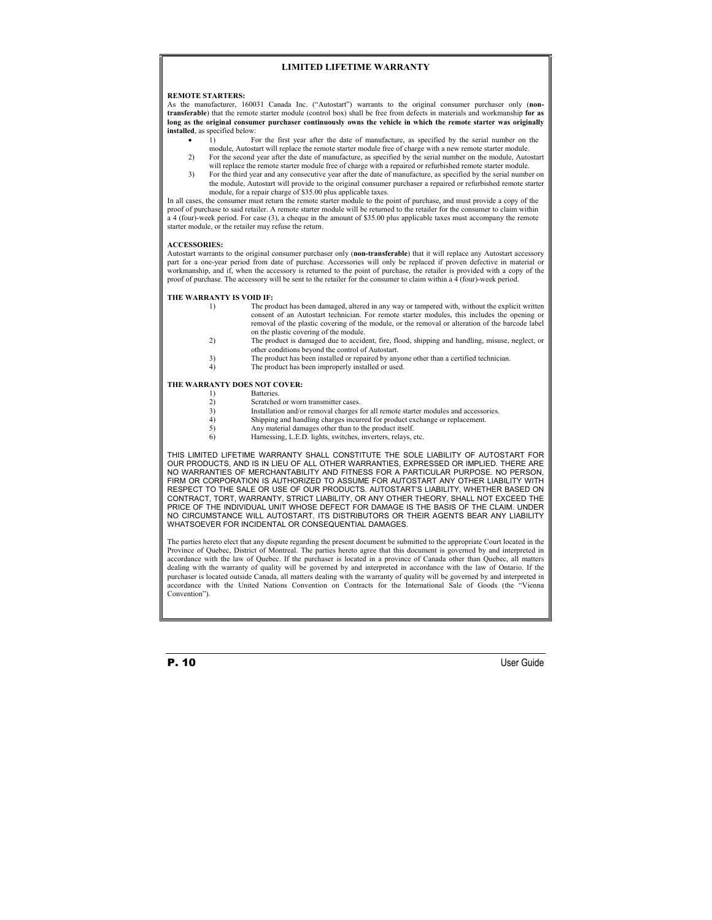# LIMITED LIFETIME WARRANTY

**REMOTE STARTERS:**

As the manufacturer, 160031 Canada Inc. ("Autostart") warrants to the original consumer purchaser only (**non-transferable**) that the remote starter module (control box) shall be free from defects in materials and workmanship **for as long as the original consumer purchaser continuously owns the vehicle in which the remote starter was originally installed**, as specified below:

- 1) For the first year after the date of manufacture, as specified by the serial number on the module, Autostart will replace the remote starter module free of charge with a new remote starter module.
- 2) For the second year after the date of manufacture, as specified by the serial number on the module, Autostart will replace the remote starter module free of charge with a repaired or refurbished remote starter module.
- 3) For the third year and any consecutive year after the date of manufacture, as specified by the serial number on the module, Autostart will provide to the original consumer purchaser a repaired or refurbished remote starter module, for a repair charge of $35.00 plus applicable taxes.

In all cases, the consumer must return the remote starter module to the point of purchase, and must provide a copy of the proof of purchase to said retailer. A remote starter module will be returned to the retailer for the consumer to claim within a 4 (four)-week period. For case (3), a cheque in the amount of $35.00 plus applicable taxes must accompany the remote starter module, or the retailer may refuse the return.

**ACCESSORIES:**

Autostart warrants to the original consumer purchaser only (**non-transferable**) that it will replace any Autostart accessory part for a one-year period from date of purchase. Accessories will only be replaced if proven defective in material or workmanship, and if, when the accessory is returned to the point of purchase, the retailer is provided with a copy of the proof of purchase. The accessory will be sent to the retailer for the consumer to claim within a 4 (four)-week period.

**THE WARRANTY IS VOID IF:**

1) The product has been damaged, altered in any way or tampered with, without the explicit written consent of an Autostart technician. For remote starter modules, this includes the opening or removal of the plastic covering of the module, or the removal or alteration of the barcode label on the plastic covering of the module.
2) The product is damaged due to accident, fire, flood, shipping and handling, misuse, neglect, or other conditions beyond the control of Autostart.
3) The product has been installed or repaired by anyone other than a certified technician.
4) The product has been improperly installed or used.

**THE WARRANTY DOES NOT COVER:**

1) Batteries.
2) Scratched or worn transmitter cases.
3) Installation and/or removal charges for all remote starter modules and accessories.
4) Shipping and handling charges incurred for product exchange or replacement.
5) Any material damages other than to the product itself.
6) Harnessing, L.E.D. lights, switches, inverters, relays, etc.

THIS LIMITED LIFETIME WARRANTY SHALL CONSTITUTE THE SOLE LIABILITY OF AUTOSTART FOR OUR PRODUCTS, AND IS IN LIEU OF ALL OTHER WARRANTIES, EXPRESSED OR IMPLIED. THERE ARE NO WARRANTIES OF MERCHANTABILITY AND FITNESS FOR A PARTICULAR PURPOSE. NO PERSON, FIRM OR CORPORATION IS AUTHORIZED TO ASSUME FOR AUTOSTART ANY OTHER LIABILITY WITH RESPECT TO THE SALE OR USE OF OUR PRODUCTS. AUTOSTART'S LIABILITY, WHETHER BASED ON CONTRACT, TORT, WARRANTY, STRICT LIABILITY, OR ANY OTHER THEORY, SHALL NOT EXCEED THE PRICE OF THE INDIVIDUAL UNIT WHOSE DEFECT FOR DAMAGE IS THE BASIS OF THE CLAIM. UNDER NO CIRCUMSTANCE WILL AUTOSTART, ITS DISTRIBUTORS OR THEIR AGENTS BEAR ANY LIABILITY WHATSOEVER FOR INCIDENTAL OR CONSEQUENTIAL DAMAGES.

The parties hereto elect that any dispute regarding the present document be submitted to the appropriate Court located in the Province of Quebec, District of Montreal. The parties hereto agree that this document is governed by and interpreted in accordance with the law of Quebec. If the purchaser is located in a province of Canada other than Quebec, all matters dealing with the warranty of quality will be governed by and interpreted in accordance with the law of Ontario. If the purchaser is located outside Canada, all matters dealing with the warranty of quality will be governed by and interpreted in accordance with the United Nations Convention on Contracts for the International Sale of Goods (the "Vienna Convention").